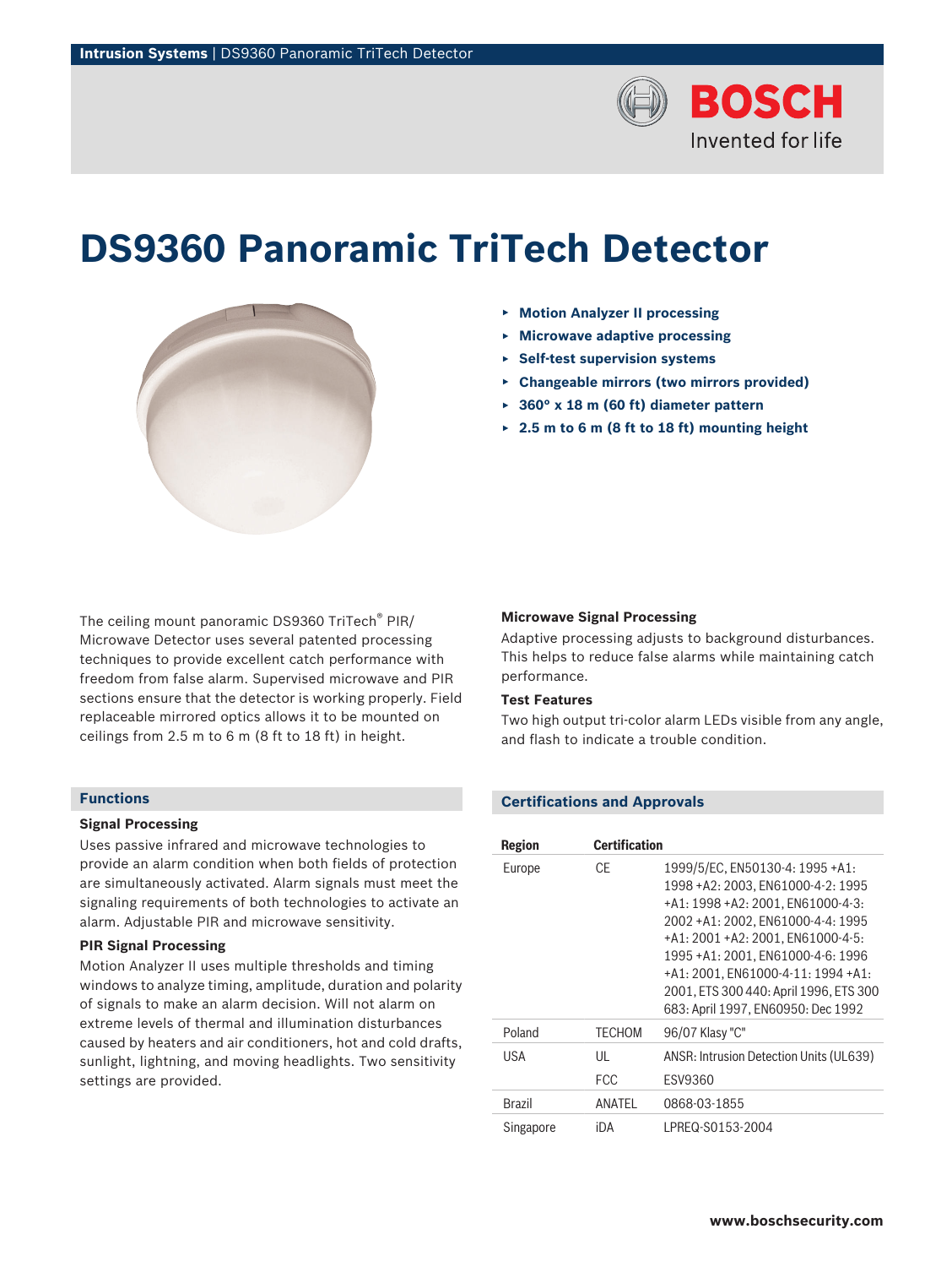# DS9360 Panoramic TriTech Detector

- **Motion Analyzer II processing**
- **Microwave adaptive processing**
- **Self-test supervision systems**
- **Changeable mirrors (two mirrors provided)**
- **360° x 18 m (60 ft) diameter pattern**
- **2.5 m to 6 m (8 ft to 18 ft) mounting height**

The ceiling mount panoramic DS9360 TriTech® PIR/ Microwave Detector uses several patented processing techniques to provide excellent catch performance with freedom from false alarm. Supervised microwave and PIR sections ensure that the detector is working properly. Field replaceable mirrored optics allows it to be mounted on ceilings from 2.5 m to 6 m (8 ft to 18 ft) in height.

## Functions

### Signal Processing

Uses passive infrared and microwave technologies to provide an alarm condition when both fields of protection are simultaneously activated. Alarm signals must meet the signaling requirements of both technologies to activate an alarm. Adjustable PIR and microwave sensitivity.

### PIR Signal Processing

Motion Analyzer II uses multiple thresholds and timing windows to analyze timing, amplitude, duration and polarity of signals to make an alarm decision. Will not alarm on extreme levels of thermal and illumination disturbances caused by heaters and air conditioners, hot and cold drafts, sunlight, lightning, and moving headlights. Two sensitivity settings are provided.

### Microwave Signal Processing

Adaptive processing adjusts to background disturbances. This helps to reduce false alarms while maintaining catch performance.

### Test Features

Two high output tri-color alarm LEDs visible from any angle, and flash to indicate a trouble condition.

## Certifications and Approvals

| Region | Certification | |
|---|---|---|
| Europe | CE | 1999/5/EC, EN50130-4: 1995 +A1: 1998 +A2: 2003, EN61000-4-2: 1995 +A1: 1998 +A2: 2001, EN61000-4-3: 2002 +A1: 2002, EN61000-4-4: 1995 +A1: 2001 +A2: 2001, EN61000-4-5: 1995 +A1: 2001, EN61000-4-6: 1996 +A1: 2001, EN61000-4-11: 1994 +A1: 2001, ETS 300 440: April 1996, ETS 300 683: April 1997, EN60950: Dec 1992 |
| Poland | TECHOM | 96/07 Klasy "C" |
| USA | UL | ANSR: Intrusion Detection Units (UL639) |
| | FCC | ESV9360 |
| Brazil | ANATEL | 0868-03-1855 |
| Singapore | iDA | LPREQ-S0153-2004 |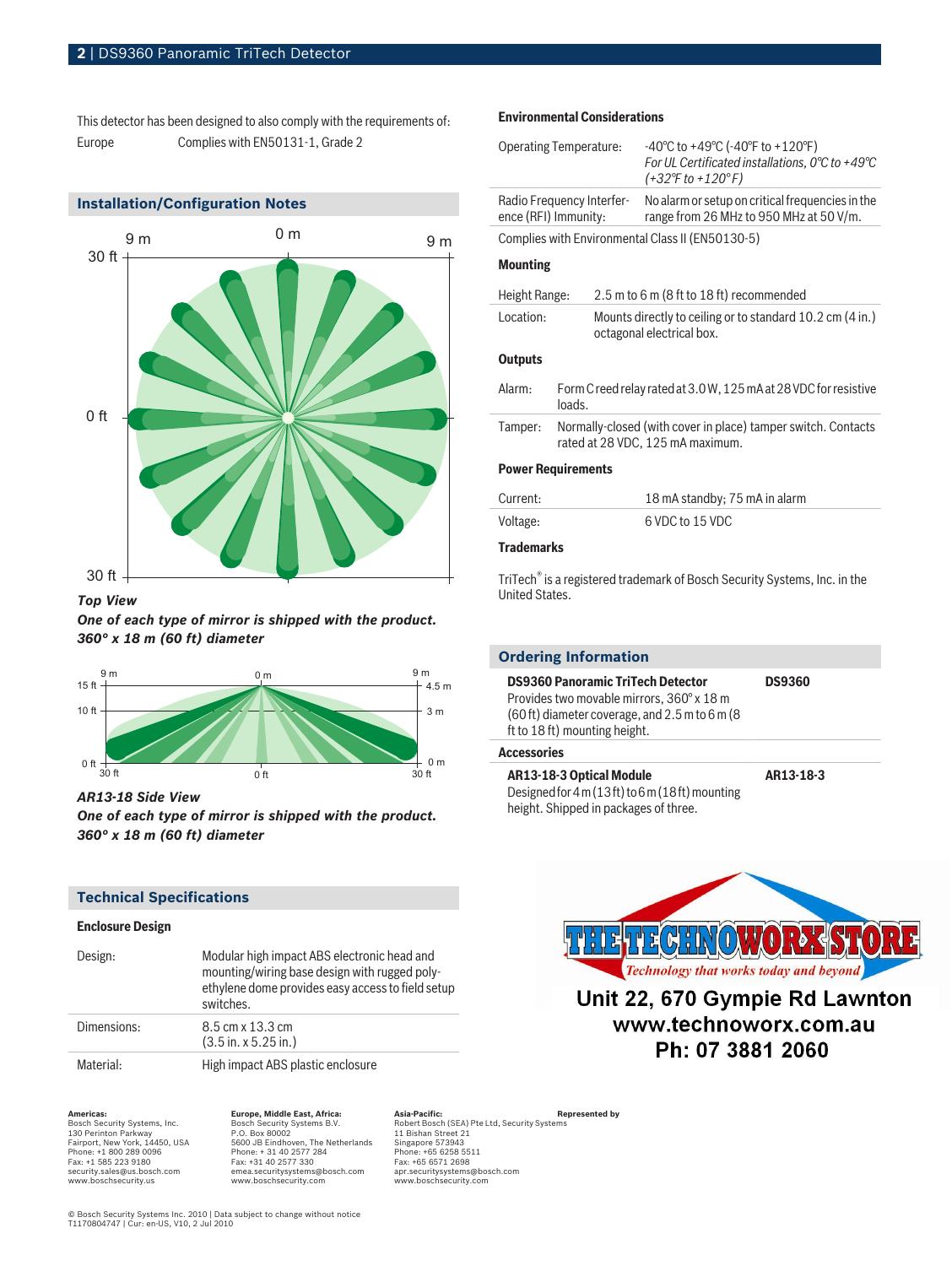This detector has been designed to also comply with the requirements of:

| | |
|---|---|
| Europe | Complies with EN50131-1, Grade 2 |

## Installation/Configuration Notes

9 m
0 m
9 m
30 ft
0 ft
30 ft

***Top View***

***One of each type of mirror is shipped with the product.***

***360° x 18 m (60 ft) diameter***

9 m
0 m
9 m
15 ft
10 ft
0 ft
4.5 m
3 m
0 m
30 ft
0 ft
30 ft

***AR13-18 Side View***

***One of each type of mirror is shipped with the product.***

***360° x 18 m (60 ft) diameter***

## Technical Specifications

### Enclosure Design

| | |
|---|---|
| Design: | Modular high impact ABS electronic head and mounting/wiring base design with rugged poly-ethylene dome provides easy access to field setup switches. |
| Dimensions: | 8.5 cm x 13.3 cm (3.5 in. x 5.25 in.) |
| Material: | High impact ABS plastic enclosure |

### Environmental Considerations

| | |
|---|---|
| Operating Temperature: | -40°C to +49°C (-40°F to +120°F) *For UL Certificated installations, 0°C to +49°C (+32°F to +120°F)* |
| Radio Frequency Interference (RFI) Immunity: | No alarm or setup on critical frequencies in the range from 26 MHz to 950 MHz at 50 V/m. |

Complies with Environmental Class II (EN50130-5)

### Mounting

| | |
|---|---|
| Height Range: | 2.5 m to 6 m (8 ft to 18 ft) recommended |
| Location: | Mounts directly to ceiling or to standard 10.2 cm (4 in.) octagonal electrical box. |

### Outputs

| | |
|---|---|
| Alarm: | Form C reed relay rated at 3.0 W, 125 mA at 28 VDC for resistive loads. |
| Tamper: | Normally-closed (with cover in place) tamper switch. Contacts rated at 28 VDC, 125 mA maximum. |

### Power Requirements

| | |
|---|---|
| Current: | 18 mA standby; 75 mA in alarm |
| Voltage: | 6 VDC to 15 VDC |

### Trademarks

TriTech® is a registered trademark of Bosch Security Systems, Inc. in the United States.

## Ordering Information

| | |
|---|---|
| **DS9360 Panoramic TriTech Detector** Provides two movable mirrors, 360° x 18 m (60 ft) diameter coverage, and 2.5 m to 6 m (8 ft to 18 ft) mounting height. | **DS9360** |

### Accessories

| | |
|---|---|
| **AR13-18-3 Optical Module** Designed for 4 m (13 ft) to 6 m (18 ft) mounting height. Shipped in packages of three. | **AR13-18-3** |

THE TECHNOWORX STORE
*Technology that works today and beyond*
Unit 22, 670 Gympie Rd Lawnton
www.technoworx.com.au
Ph: 07 3881 2060

**Americas:**
Bosch Security Systems, Inc.
130 Perinton Parkway
Fairport, New York, 14450, USA
Phone: +1 800 289 0096
Fax: +1 585 223 9180
security.sales@us.bosch.com
www.boschsecurity.us

**Europe, Middle East, Africa:**
Bosch Security Systems B.V.
P.O. Box 80002
5600 JB Eindhoven, The Netherlands
Phone: + 31 40 2577 284
Fax: +31 40 2577 330
emea.securitysystems@bosch.com
www.boschsecurity.com

**Asia-Pacific:**
Robert Bosch (SEA) Pte Ltd, Security Systems
11 Bishan Street 21
Singapore 573943
Phone: +65 6258 5511
Fax: +65 6571 2698
apr.securitysystems@bosch.com
www.boschsecurity.com

**Represented by**

© Bosch Security Systems Inc. 2010 | Data subject to change without notice
T1170804747 | Cur: en-US, V10, 2 Jul 2010